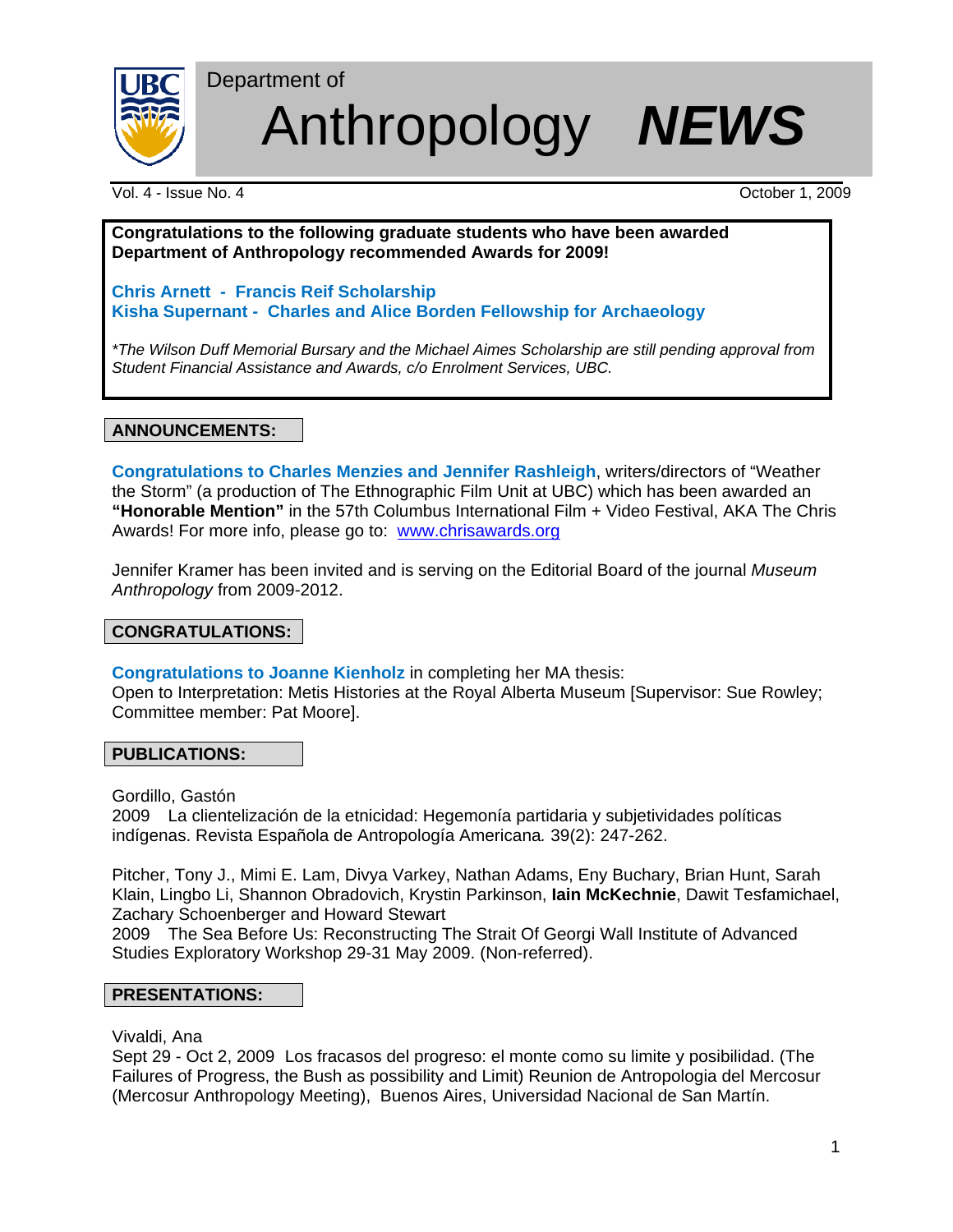Department of

# Anthropology ***NEWS***

Vol. 4 - Issue No. 4 October 1, 2009

**Congratulations to the following graduate students who have been awarded Department of Anthropology recommended Awards for 2009!**

**Chris Arnett - Francis Reif Scholarship**
**Kisha Supernant - Charles and Alice Borden Fellowship for Archaeology**

*\*The Wilson Duff Memorial Bursary and the Michael Aimes Scholarship are still pending approval from Student Financial Assistance and Awards, c/o Enrolment Services, UBC.*

## ANNOUNCEMENTS:

**Congratulations to Charles Menzies and Jennifer Rashleigh**, writers/directors of "Weather the Storm" (a production of The Ethnographic Film Unit at UBC) which has been awarded an **"Honorable Mention"** in the 57th Columbus International Film + Video Festival, AKA The Chris Awards! For more info, please go to: www.chrisawards.org

Jennifer Kramer has been invited and is serving on the Editorial Board of the journal *Museum Anthropology* from 2009-2012.

## CONGRATULATIONS:

**Congratulations to Joanne Kienholz** in completing her MA thesis:
Open to Interpretation: Metis Histories at the Royal Alberta Museum [Supervisor: Sue Rowley; Committee member: Pat Moore].

## PUBLICATIONS:

Gordillo, Gastón
2009 La clientelización de la etnicidad: Hegemonía partidaria y subjetividades políticas indígenas. Revista Española de Antropología Americana*.* 39(2): 247-262.

Pitcher, Tony J., Mimi E. Lam, Divya Varkey, Nathan Adams, Eny Buchary, Brian Hunt, Sarah Klain, Lingbo Li, Shannon Obradovich, Krystin Parkinson, **Iain McKechnie**, Dawit Tesfamichael, Zachary Schoenberger and Howard Stewart
2009 The Sea Before Us: Reconstructing The Strait Of Georgi Wall Institute of Advanced Studies Exploratory Workshop 29-31 May 2009. (Non-referred).

## PRESENTATIONS:

Vivaldi, Ana
Sept 29 - Oct 2, 2009 Los fracasos del progreso: el monte como su limite y posibilidad. (The Failures of Progress, the Bush as possibility and Limit) Reunion de Antropologia del Mercosur (Mercosur Anthropology Meeting), Buenos Aires, Universidad Nacional de San Martín.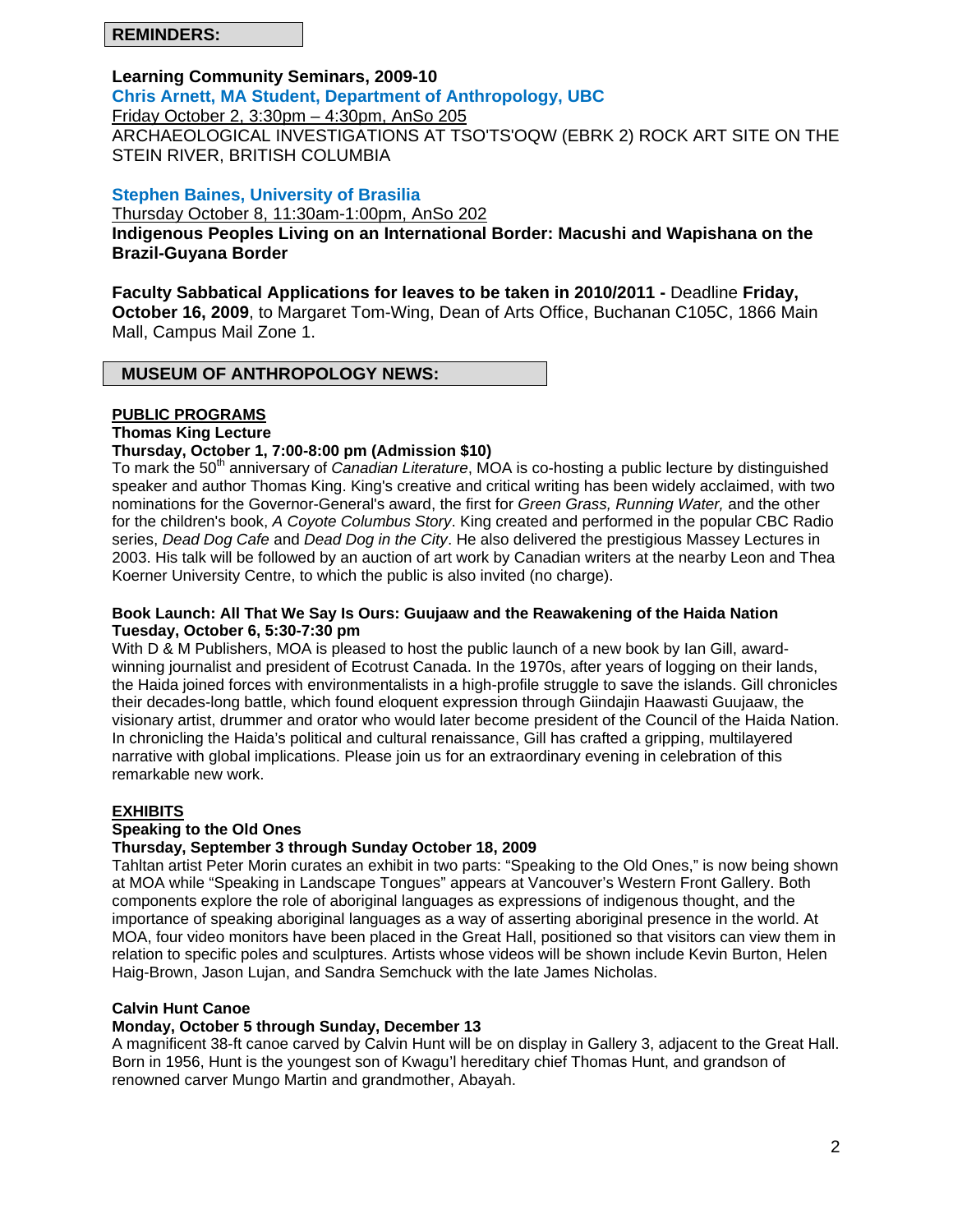## REMINDERS:

**Learning Community Seminars, 2009-10**

**Chris Arnett, MA Student, Department of Anthropology, UBC**

Friday October 2, 3:30pm – 4:30pm, AnSo 205

ARCHAEOLOGICAL INVESTIGATIONS AT TSO'TS'OQW (EBRK 2) ROCK ART SITE ON THE STEIN RIVER, BRITISH COLUMBIA

**Stephen Baines, University of Brasilia**

Thursday October 8, 11:30am-1:00pm, AnSo 202

**Indigenous Peoples Living on an International Border: Macushi and Wapishana on the Brazil-Guyana Border**

**Faculty Sabbatical Applications for leaves to be taken in 2010/2011 -** Deadline **Friday, October 16, 2009**, to Margaret Tom-Wing, Dean of Arts Office, Buchanan C105C, 1866 Main Mall, Campus Mail Zone 1.

## MUSEUM OF ANTHROPOLOGY NEWS:

### PUBLIC PROGRAMS

**Thomas King Lecture**

**Thursday, October 1, 7:00-8:00 pm (Admission $10)**

To mark the 50th anniversary of *Canadian Literature*, MOA is co-hosting a public lecture by distinguished speaker and author Thomas King. King's creative and critical writing has been widely acclaimed, with two nominations for the Governor-General's award, the first for *Green Grass, Running Water,* and the other for the children's book, *A Coyote Columbus Story*. King created and performed in the popular CBC Radio series, *Dead Dog Cafe* and *Dead Dog in the City*. He also delivered the prestigious Massey Lectures in 2003. His talk will be followed by an auction of art work by Canadian writers at the nearby Leon and Thea Koerner University Centre, to which the public is also invited (no charge).

**Book Launch: All That We Say Is Ours: Guujaaw and the Reawakening of the Haida Nation**

**Tuesday, October 6, 5:30-7:30 pm**

With D & M Publishers, MOA is pleased to host the public launch of a new book by Ian Gill, award-winning journalist and president of Ecotrust Canada. In the 1970s, after years of logging on their lands, the Haida joined forces with environmentalists in a high-profile struggle to save the islands. Gill chronicles their decades-long battle, which found eloquent expression through Giindajin Haawasti Guujaaw, the visionary artist, drummer and orator who would later become president of the Council of the Haida Nation. In chronicling the Haida's political and cultural renaissance, Gill has crafted a gripping, multilayered narrative with global implications. Please join us for an extraordinary evening in celebration of this remarkable new work.

### EXHIBITS

**Speaking to the Old Ones**

**Thursday, September 3 through Sunday October 18, 2009**

Tahltan artist Peter Morin curates an exhibit in two parts: "Speaking to the Old Ones," is now being shown at MOA while "Speaking in Landscape Tongues" appears at Vancouver's Western Front Gallery. Both components explore the role of aboriginal languages as expressions of indigenous thought, and the importance of speaking aboriginal languages as a way of asserting aboriginal presence in the world. At MOA, four video monitors have been placed in the Great Hall, positioned so that visitors can view them in relation to specific poles and sculptures. Artists whose videos will be shown include Kevin Burton, Helen Haig-Brown, Jason Lujan, and Sandra Semchuck with the late James Nicholas.

**Calvin Hunt Canoe**

**Monday, October 5 through Sunday, December 13**

A magnificent 38-ft canoe carved by Calvin Hunt will be on display in Gallery 3, adjacent to the Great Hall. Born in 1956, Hunt is the youngest son of Kwagu'l hereditary chief Thomas Hunt, and grandson of renowned carver Mungo Martin and grandmother, Abayah.